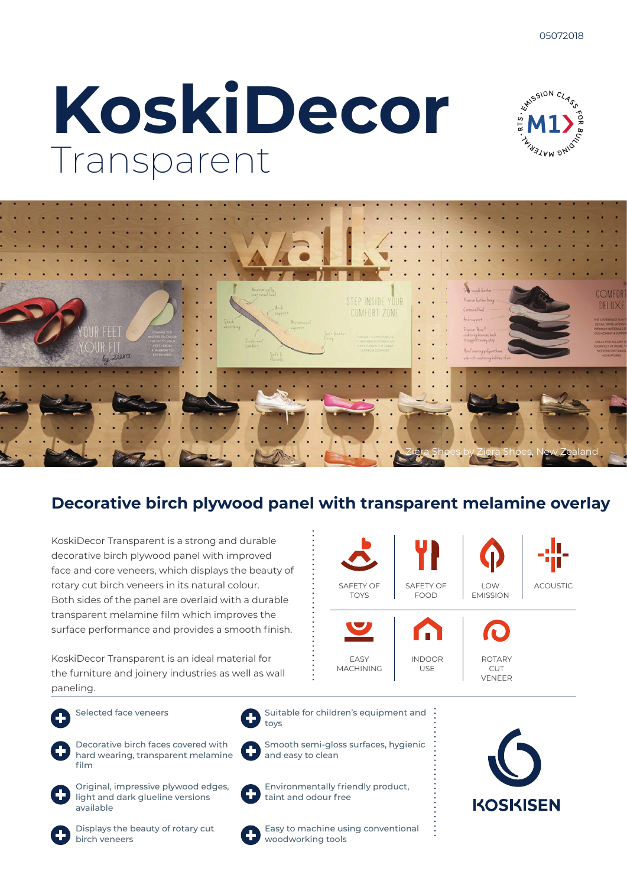05072018

# KoskiDecor

Transparent

Ziera Shoes by Ziera Shoes, New Zealand

## Decorative birch plywood panel with transparent melamine overlay

KoskiDecor Transparent is a strong and durable decorative birch plywood panel with improved face and core veneers, which displays the beauty of rotary cut birch veneers in its natural colour. Both sides of the panel are overlaid with a durable transparent melamine film which improves the surface performance and provides a smooth finish.

KoskiDecor Transparent is an ideal material for the furniture and joinery industries as well as wall paneling.

SAFETY OF TOYS | SAFETY OF FOOD | LOW EMISSION | ACOUSTIC

EASY MACHINING | INDOOR USE | ROTARY CUT VENEER

- Selected face veneers
- Decorative birch faces covered with hard wearing, transparent melamine film
- Original, impressive plywood edges, light and dark glueline versions available
- Displays the beauty of rotary cut birch veneers
- Suitable for children's equipment and toys
- Smooth semi-gloss surfaces, hygienic and easy to clean
- Environmentally friendly product, taint and odour free
- Easy to machine using conventional woodworking tools

KOSKISEN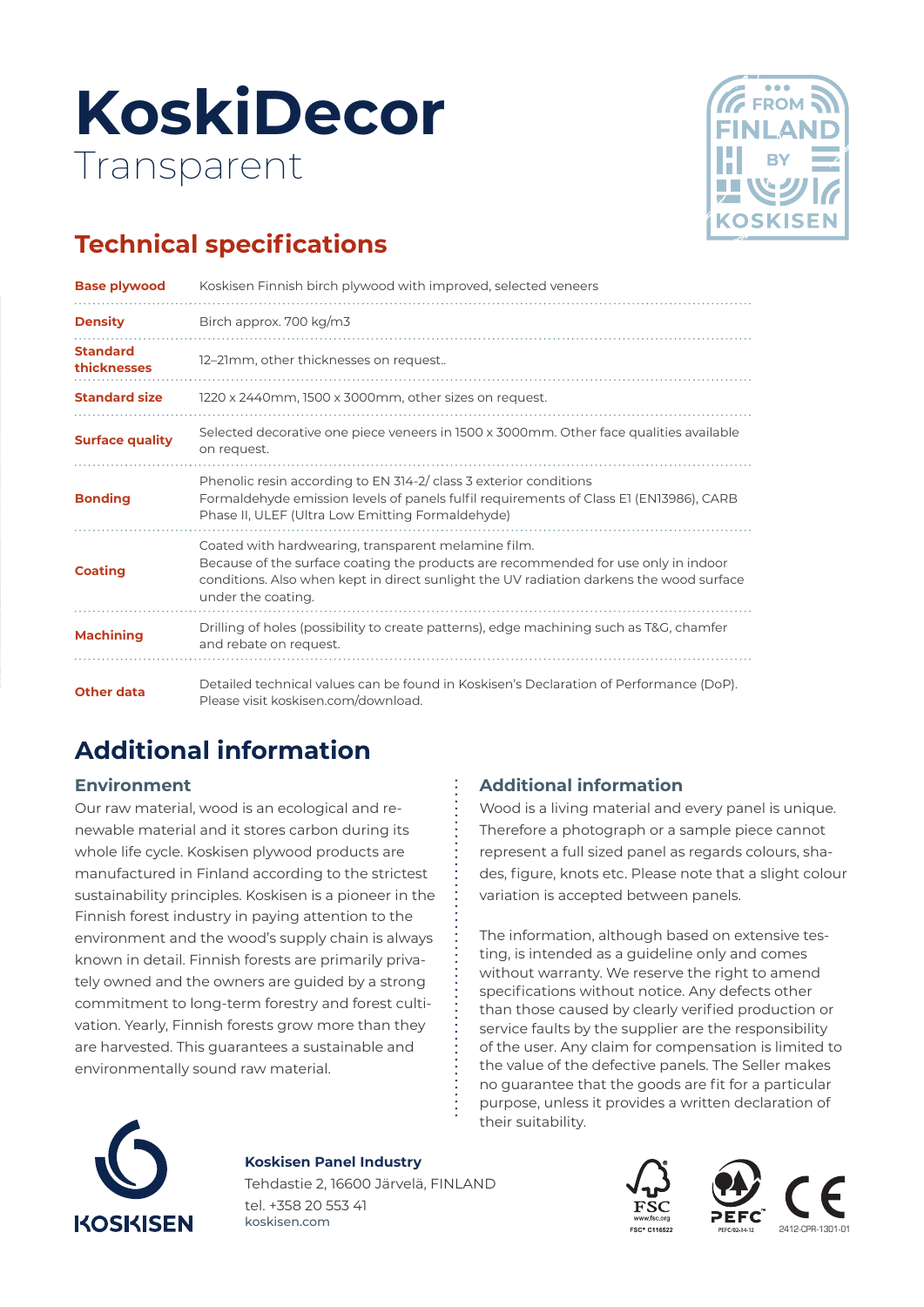# KoskiDecor
Transparent

## Technical specifications

| | |
|---|---|
| **Base plywood** | Koskisen Finnish birch plywood with improved, selected veneers |
| **Density** | Birch approx. 700 kg/m3 |
| **Standard thicknesses** | 12–21mm, other thicknesses on request.. |
| **Standard size** | 1220 x 2440mm, 1500 x 3000mm, other sizes on request. |
| **Surface quality** | Selected decorative one piece veneers in 1500 x 3000mm. Other face qualities available on request. |
| **Bonding** | Phenolic resin according to EN 314-2/ class 3 exterior conditions<br>Formaldehyde emission levels of panels fulfil requirements of Class E1 (EN13986), CARB Phase II, ULEF (Ultra Low Emitting Formaldehyde) |
| **Coating** | Coated with hardwearing, transparent melamine film.<br>Because of the surface coating the products are recommended for use only in indoor conditions. Also when kept in direct sunlight the UV radiation darkens the wood surface under the coating. |
| **Machining** | Drilling of holes (possibility to create patterns), edge machining such as T&G, chamfer and rebate on request. |
| **Other data** | Detailed technical values can be found in Koskisen's Declaration of Performance (DoP). Please visit koskisen.com/download. |

## Additional information

### Environment

Our raw material, wood is an ecological and renewable material and it stores carbon during its whole life cycle. Koskisen plywood products are manufactured in Finland according to the strictest sustainability principles. Koskisen is a pioneer in the Finnish forest industry in paying attention to the environment and the wood's supply chain is always known in detail. Finnish forests are primarily privately owned and the owners are guided by a strong commitment to long-term forestry and forest cultivation. Yearly, Finnish forests grow more than they are harvested. This guarantees a sustainable and environmentally sound raw material.

### Additional information

Wood is a living material and every panel is unique. Therefore a photograph or a sample piece cannot represent a full sized panel as regards colours, shades, figure, knots etc. Please note that a slight colour variation is accepted between panels.

The information, although based on extensive testing, is intended as a guideline only and comes without warranty. We reserve the right to amend specifications without notice. Any defects other than those caused by clearly verified production or service faults by the supplier are the responsibility of the user. Any claim for compensation is limited to the value of the defective panels. The Seller makes no guarantee that the goods are fit for a particular purpose, unless it provides a written declaration of their suitability.

**Koskisen Panel Industry**
Tehdastie 2, 16600 Järvelä, FINLAND
tel. +358 20 553 41
koskisen.com

FSC® C116522
PEFC/02-34-12
2412-CPR-1301-01